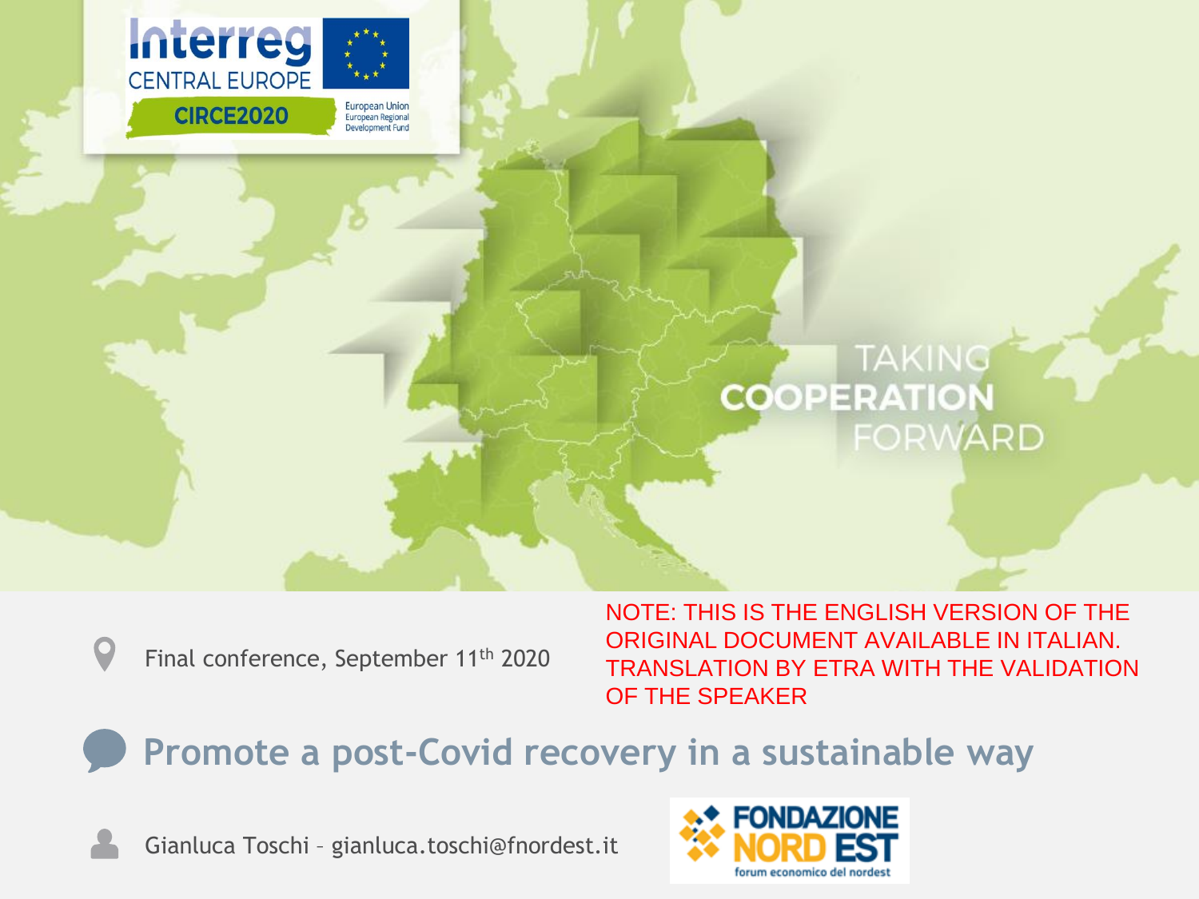Interreg CENTRAL EUROPE

CIRCE2020

European Union European Regional Development Fund

TAKING COOPERATION FORWARD

Final conference, September 11th 2020

NOTE: THIS IS THE ENGLISH VERSION OF THE ORIGINAL DOCUMENT AVAILABLE IN ITALIAN. TRANSLATION BY ETRA WITH THE VALIDATION OF THE SPEAKER

# Promote a post-Covid recovery in a sustainable way

Gianluca Toschi – gianluca.toschi@fnordest.it

FONDAZIONE NORD EST

forum economico del nordest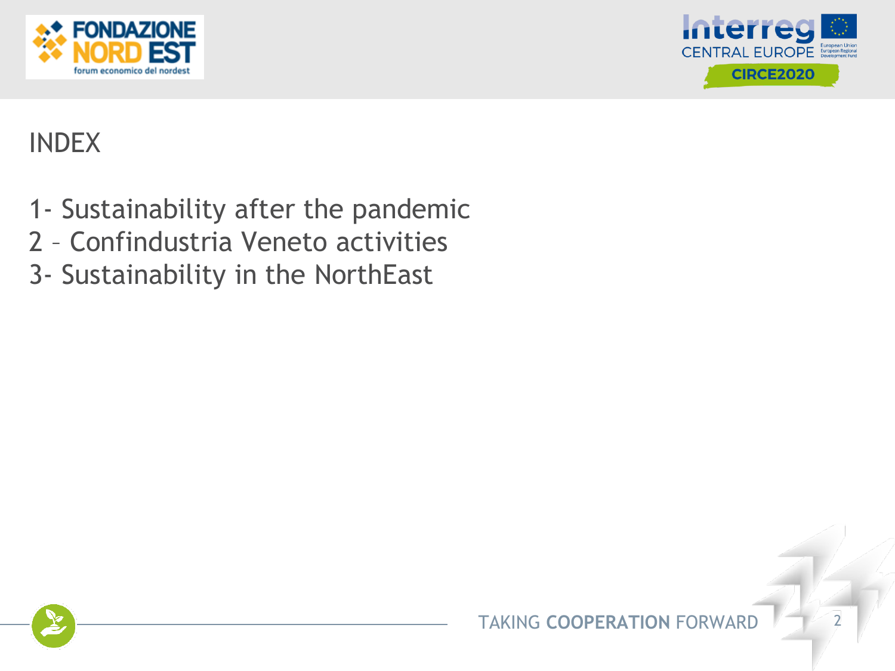# INDEX

1- Sustainability after the pandemic
2 – Confindustria Veneto activities
3- Sustainability in the NorthEast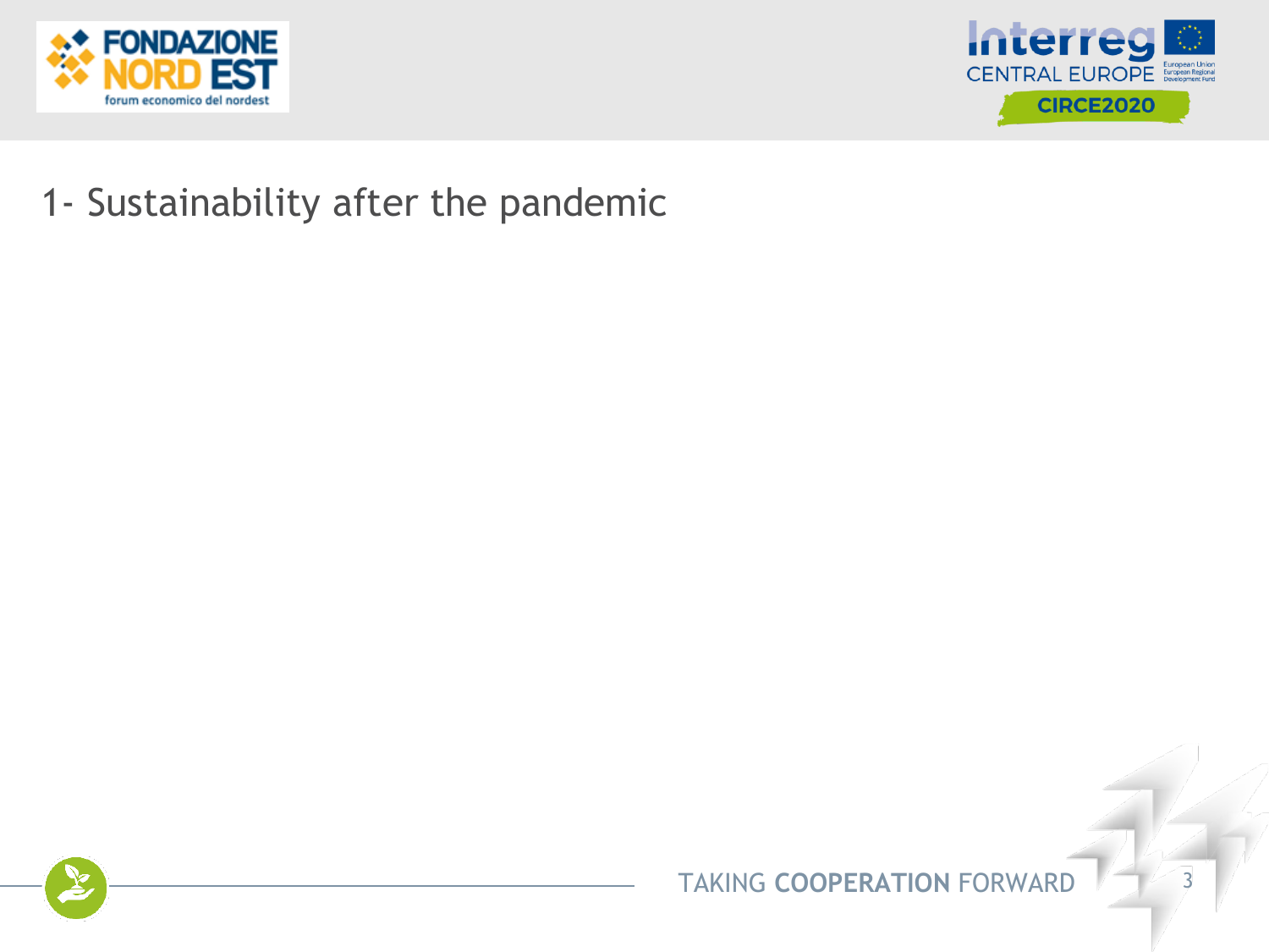# 1- Sustainability after the pandemic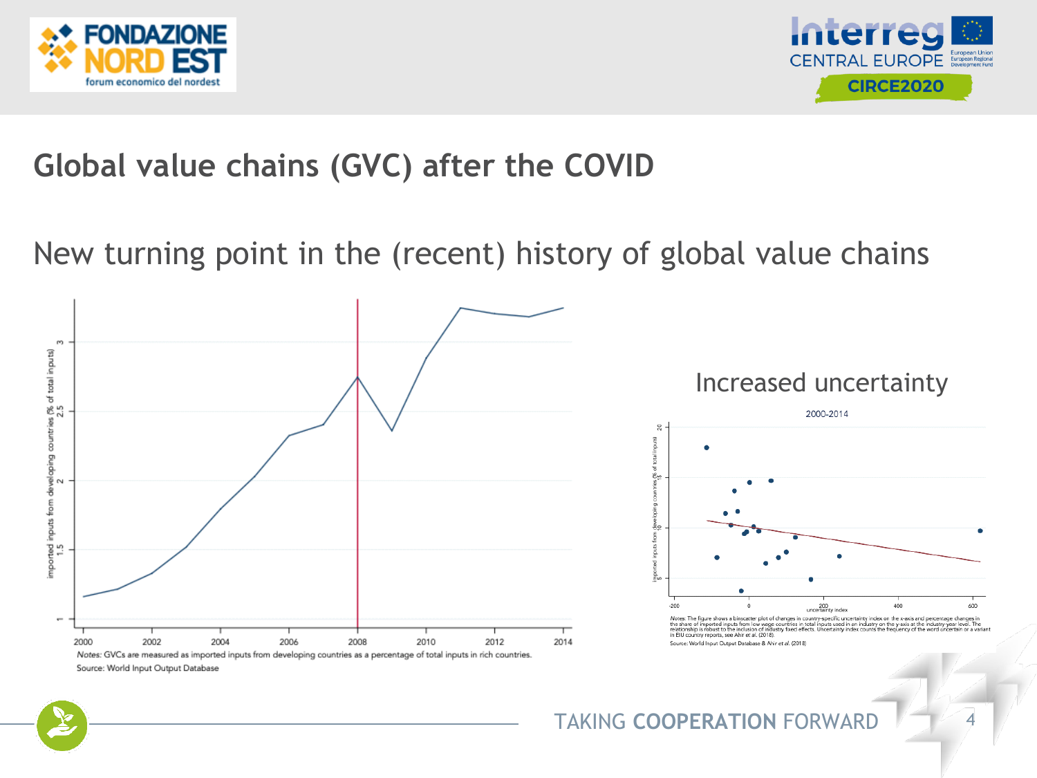# Global value chains (GVC) after the COVID

## New turning point in the (recent) history of global value chains

*Notes:* GVCs are measured as imported inputs from developing countries as a percentage of total inputs in rich countries.

Source: World Input Output Database

### Increased uncertainty

2000-2014

*Notes:* The figure shows a binscatter plot of changes in country-specific uncertainty index on the x-axis and percentage changes in the share of imported inputs from low wage countries in total inputs used in an industry on the y-axis at the industry-year level. The relationship is robust to the inclusion of industry fixed effects. Uncertainty index counts the frequency of the word uncertain or a variant in EIU country reports, see Ahir et al. (2018).

Source: World Input Output Database & Ahir et al. (2018)

TAKING **COOPERATION** FORWARD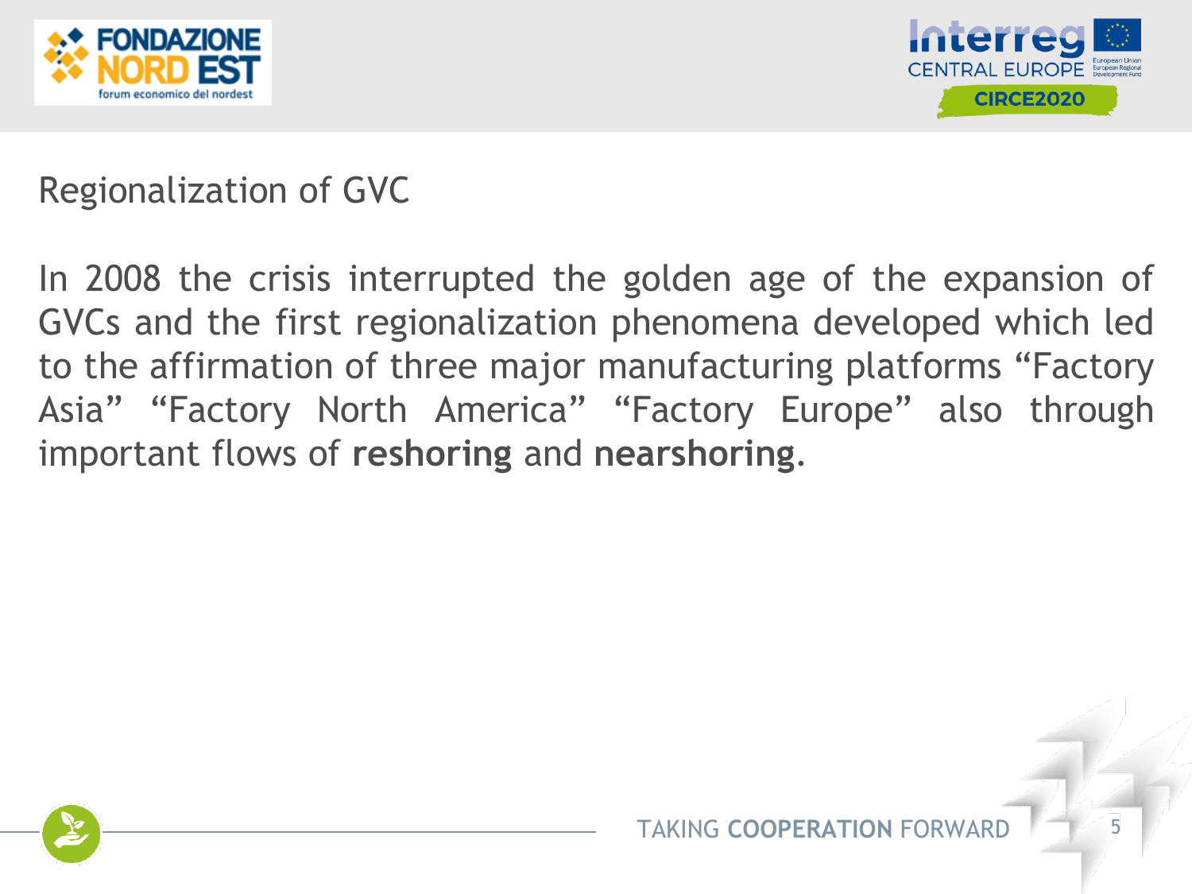## Regionalization of GVC

In 2008 the crisis interrupted the golden age of the expansion of GVCs and the first regionalization phenomena developed which led to the affirmation of three major manufacturing platforms “Factory Asia” “Factory North America” “Factory Europe” also through important flows of **reshoring** and **nearshoring**.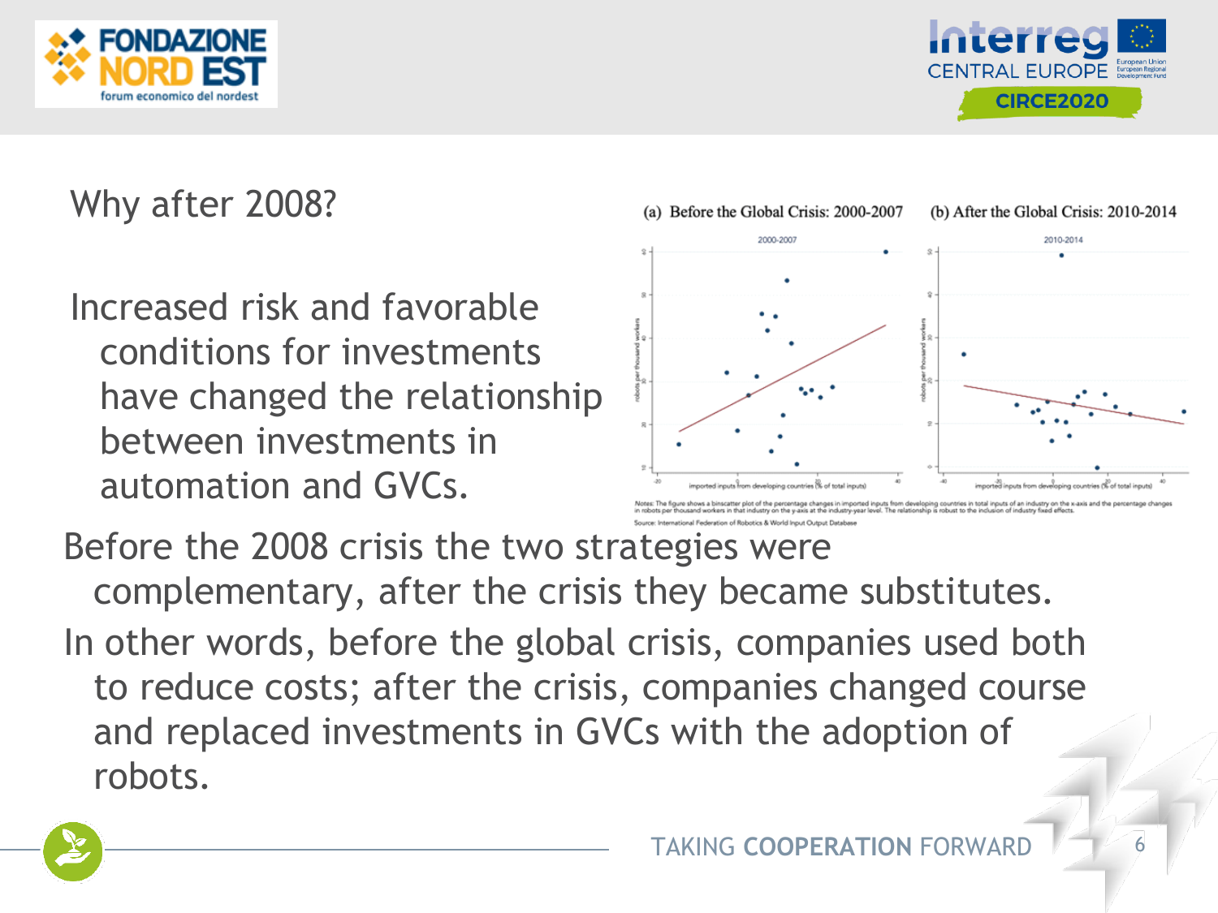## Why after 2008?

Increased risk and favorable conditions for investments have changed the relationship between investments in automation and GVCs.

(a) Before the Global Crisis: 2000-2007

(b) After the Global Crisis: 2010-2014

Notes: The figure shows a binscatter plot of the percentage changes in imported inputs from developing countries in total inputs of an industry on the x-axis and the percentage changes in robots per thousand workers in that industry on the y-axis at the industry-year level. The relationship is robust to the inclusion of industry fixed effects.

Source: International Federation of Robotics & World Input Output Database

Before the 2008 crisis the two strategies were complementary, after the crisis they became substitutes.

In other words, before the global crisis, companies used both to reduce costs; after the crisis, companies changed course and replaced investments in GVCs with the adoption of robots.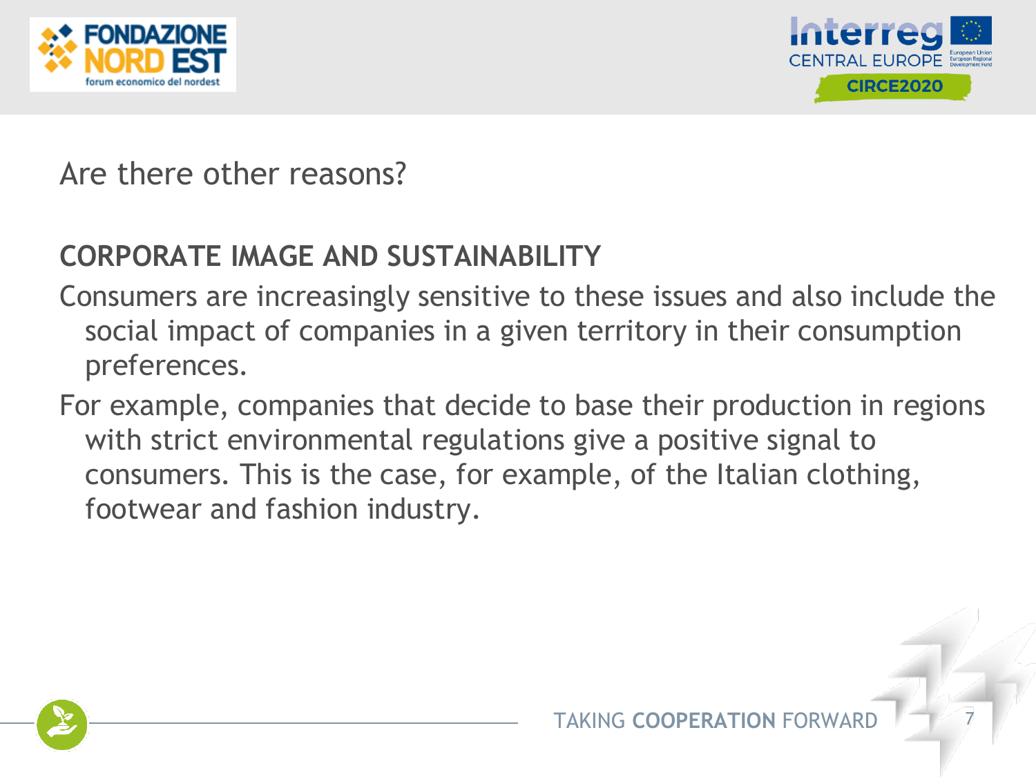Are there other reasons?

## CORPORATE IMAGE AND SUSTAINABILITY

Consumers are increasingly sensitive to these issues and also include the social impact of companies in a given territory in their consumption preferences.

For example, companies that decide to base their production in regions with strict environmental regulations give a positive signal to consumers. This is the case, for example, of the Italian clothing, footwear and fashion industry.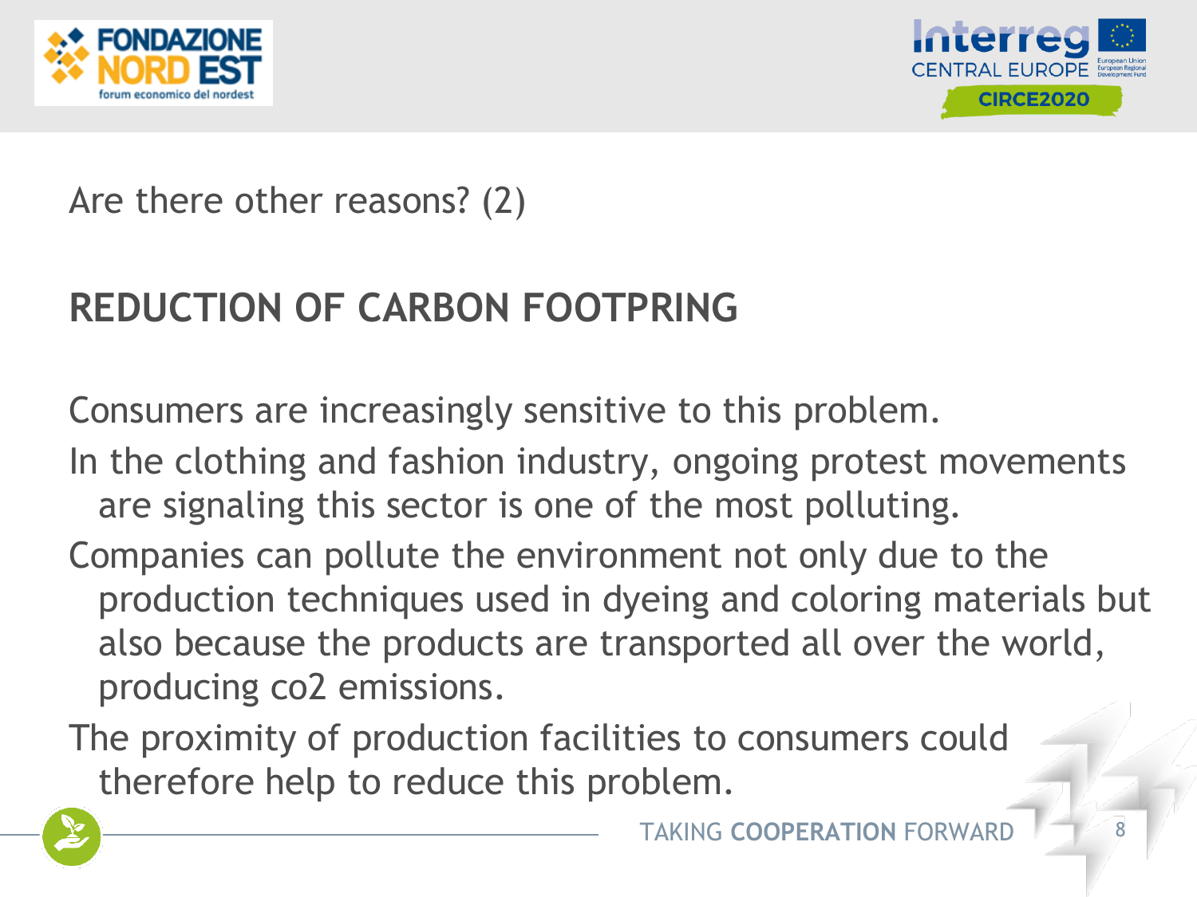Are there other reasons? (2)

## REDUCTION OF CARBON FOOTPRING

Consumers are increasingly sensitive to this problem.

In the clothing and fashion industry, ongoing protest movements are signaling this sector is one of the most polluting.

Companies can pollute the environment not only due to the production techniques used in dyeing and coloring materials but also because the products are transported all over the world, producing co2 emissions.

The proximity of production facilities to consumers could therefore help to reduce this problem.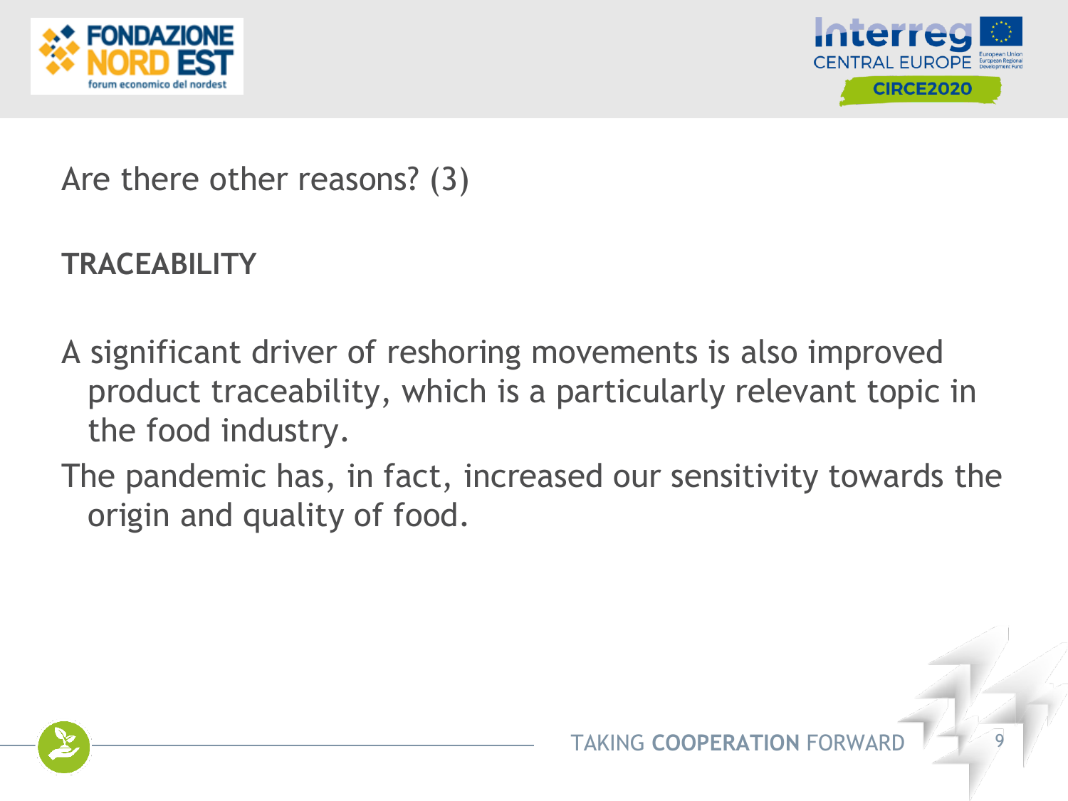Are there other reasons? (3)

**TRACEABILITY**

A significant driver of reshoring movements is also improved product traceability, which is a particularly relevant topic in the food industry.

The pandemic has, in fact, increased our sensitivity towards the origin and quality of food.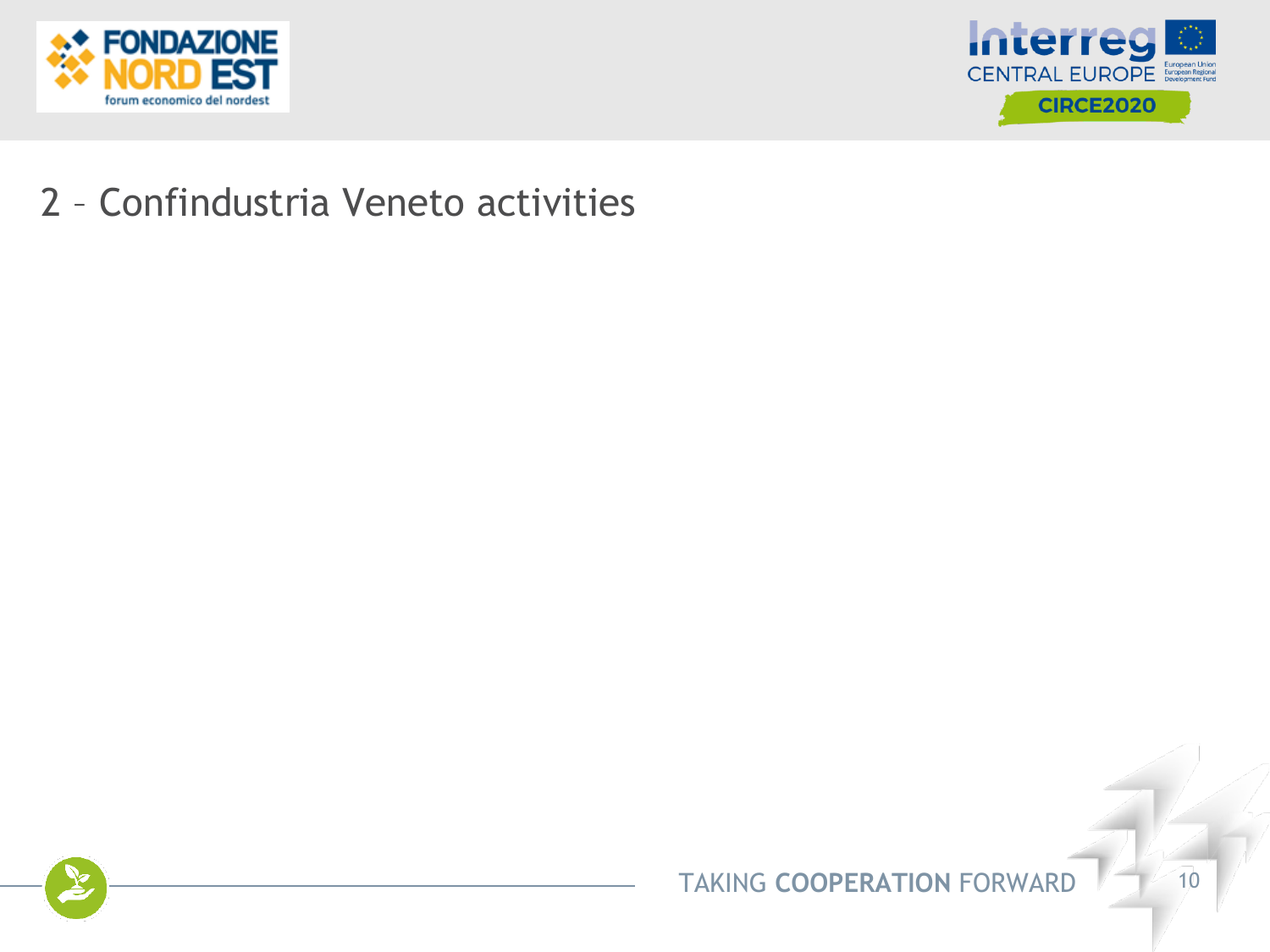## 2 – Confindustria Veneto activities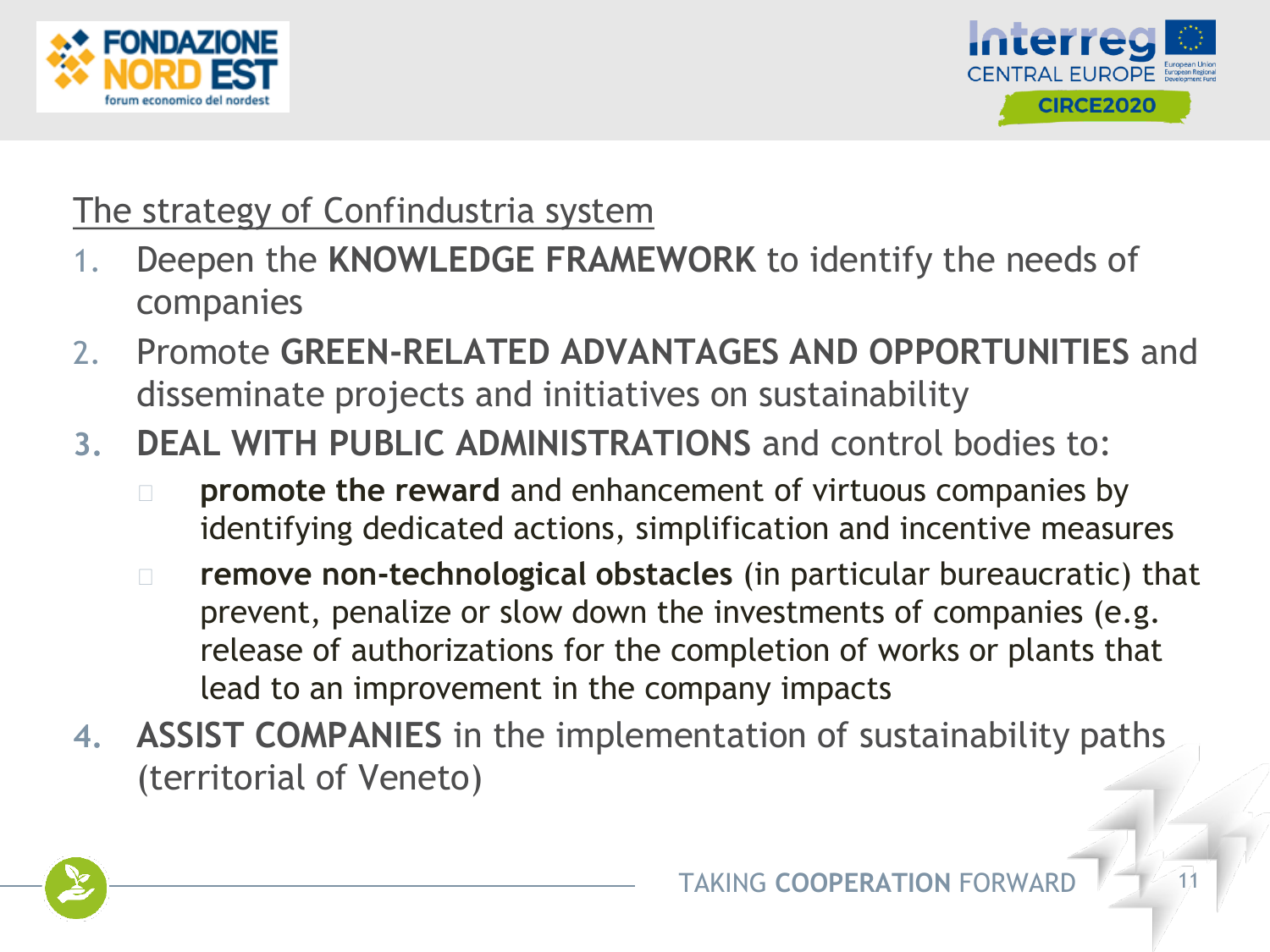The strategy of Confindustria system

1. Deepen the **KNOWLEDGE FRAMEWORK** to identify the needs of companies
2. Promote **GREEN-RELATED ADVANTAGES AND OPPORTUNITIES** and disseminate projects and initiatives on sustainability
3. **DEAL WITH PUBLIC ADMINISTRATIONS** and control bodies to:
   - **promote the reward** and enhancement of virtuous companies by identifying dedicated actions, simplification and incentive measures
   - **remove non-technological obstacles** (in particular bureaucratic) that prevent, penalize or slow down the investments of companies (e.g. release of authorizations for the completion of works or plants that lead to an improvement in the company impacts
4. **ASSIST COMPANIES** in the implementation of sustainability paths (territorial of Veneto)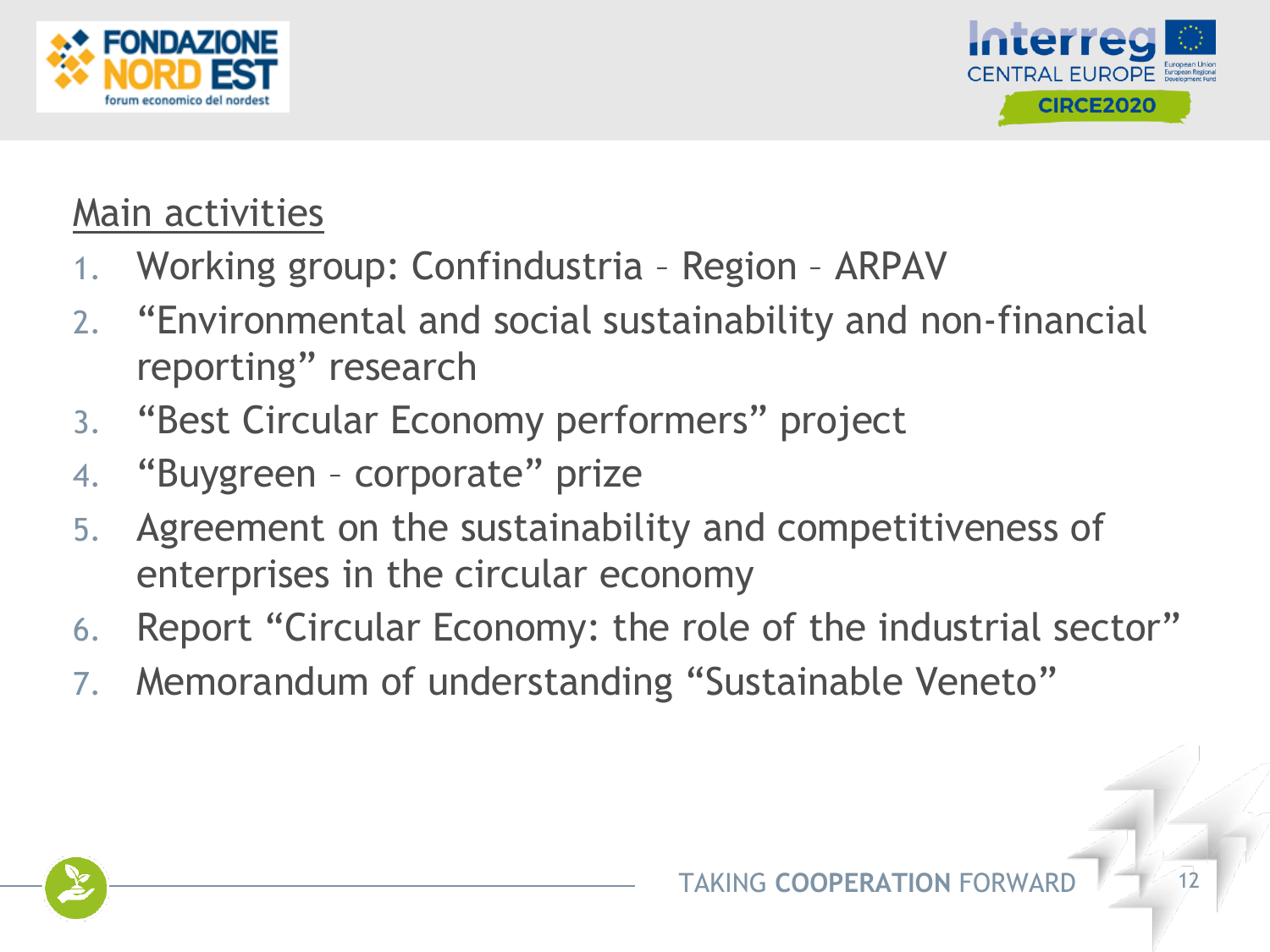## Main activities

1. Working group: Confindustria – Region – ARPAV
2. "Environmental and social sustainability and non-financial reporting" research
3. "Best Circular Economy performers" project
4. "Buygreen – corporate" prize
5. Agreement on the sustainability and competitiveness of enterprises in the circular economy
6. Report "Circular Economy: the role of the industrial sector"
7. Memorandum of understanding "Sustainable Veneto"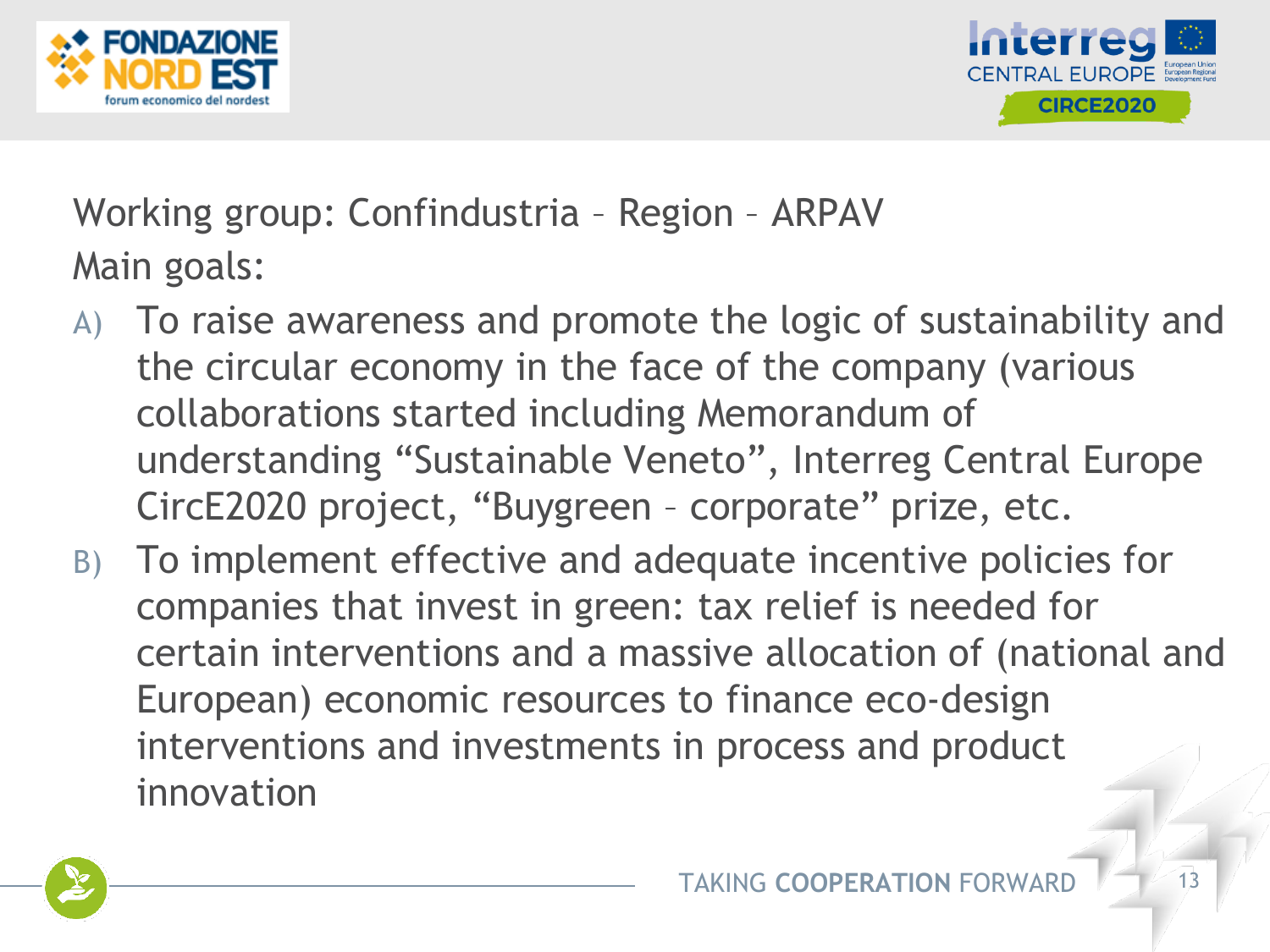Working group: Confindustria – Region – ARPAV

Main goals:

A) To raise awareness and promote the logic of sustainability and the circular economy in the face of the company (various collaborations started including Memorandum of understanding "Sustainable Veneto", Interreg Central Europe CircE2020 project, "Buygreen – corporate" prize, etc.

B) To implement effective and adequate incentive policies for companies that invest in green: tax relief is needed for certain interventions and a massive allocation of (national and European) economic resources to finance eco-design interventions and investments in process and product innovation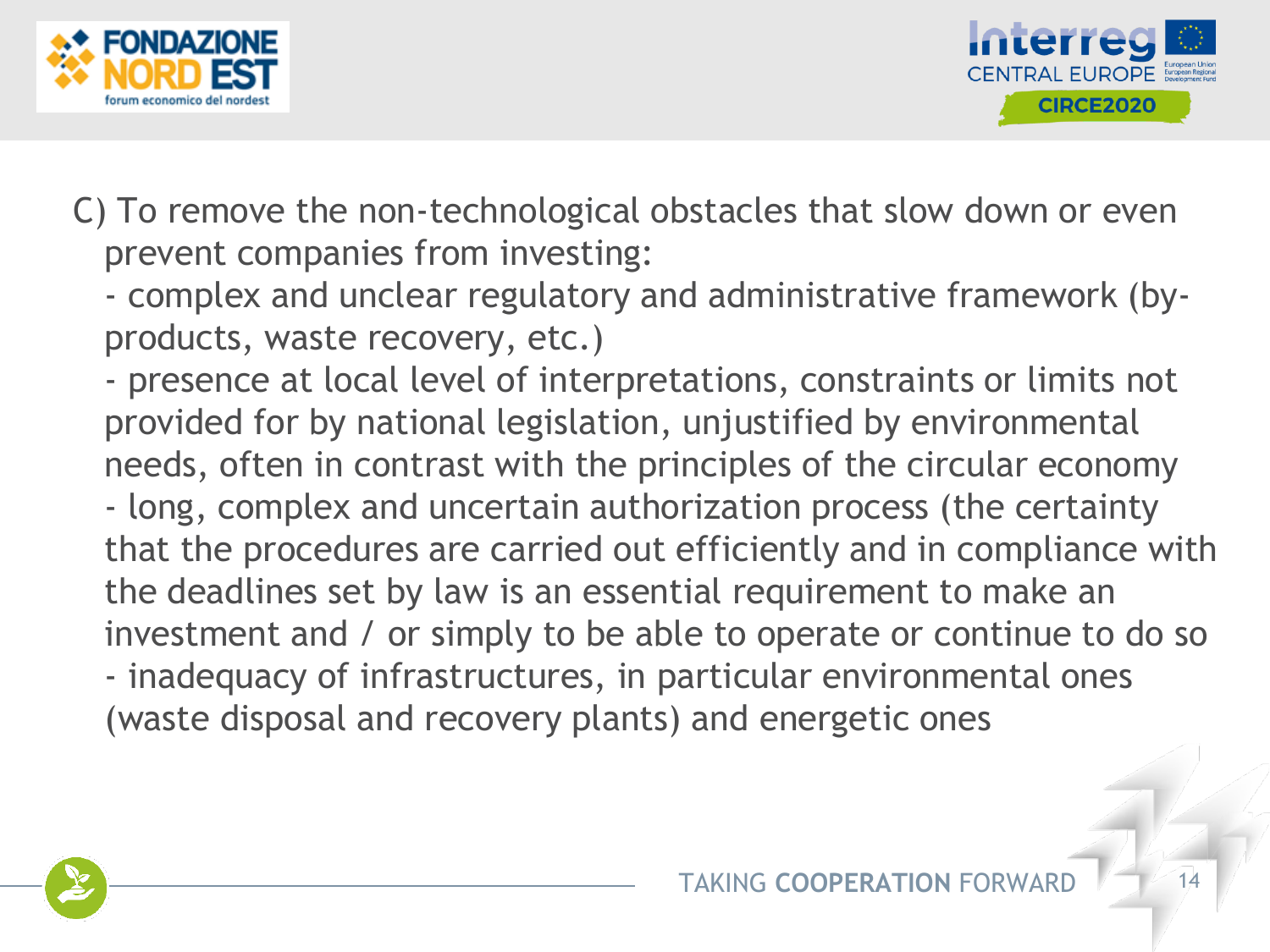C) To remove the non-technological obstacles that slow down or even prevent companies from investing:

- complex and unclear regulatory and administrative framework (by-products, waste recovery, etc.)
- presence at local level of interpretations, constraints or limits not provided for by national legislation, unjustified by environmental needs, often in contrast with the principles of the circular economy
- long, complex and uncertain authorization process (the certainty that the procedures are carried out efficiently and in compliance with the deadlines set by law is an essential requirement to make an investment and / or simply to be able to operate or continue to do so
- inadequacy of infrastructures, in particular environmental ones (waste disposal and recovery plants) and energetic ones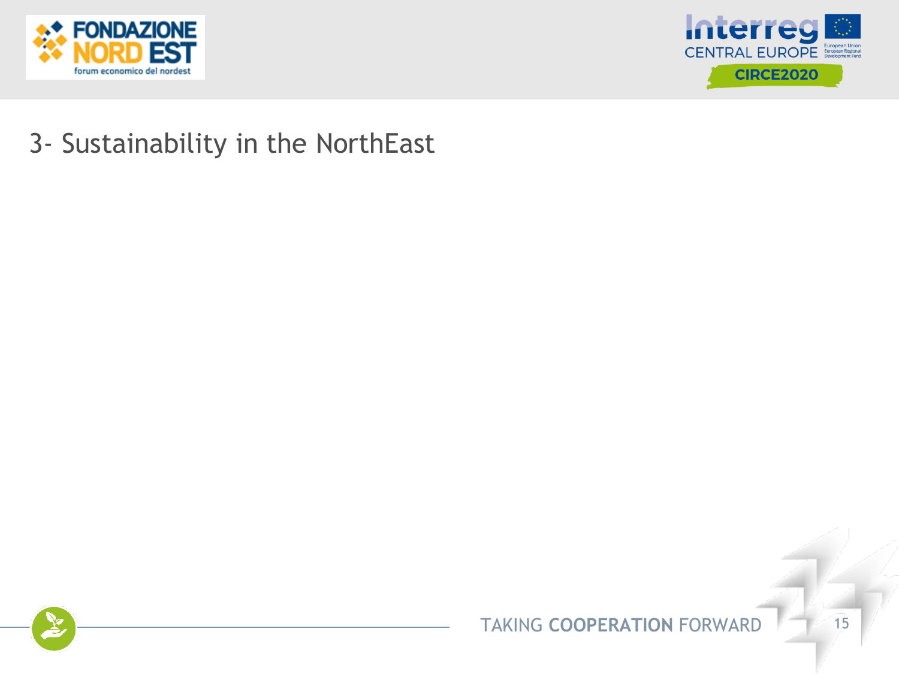# 3- Sustainability in the NorthEast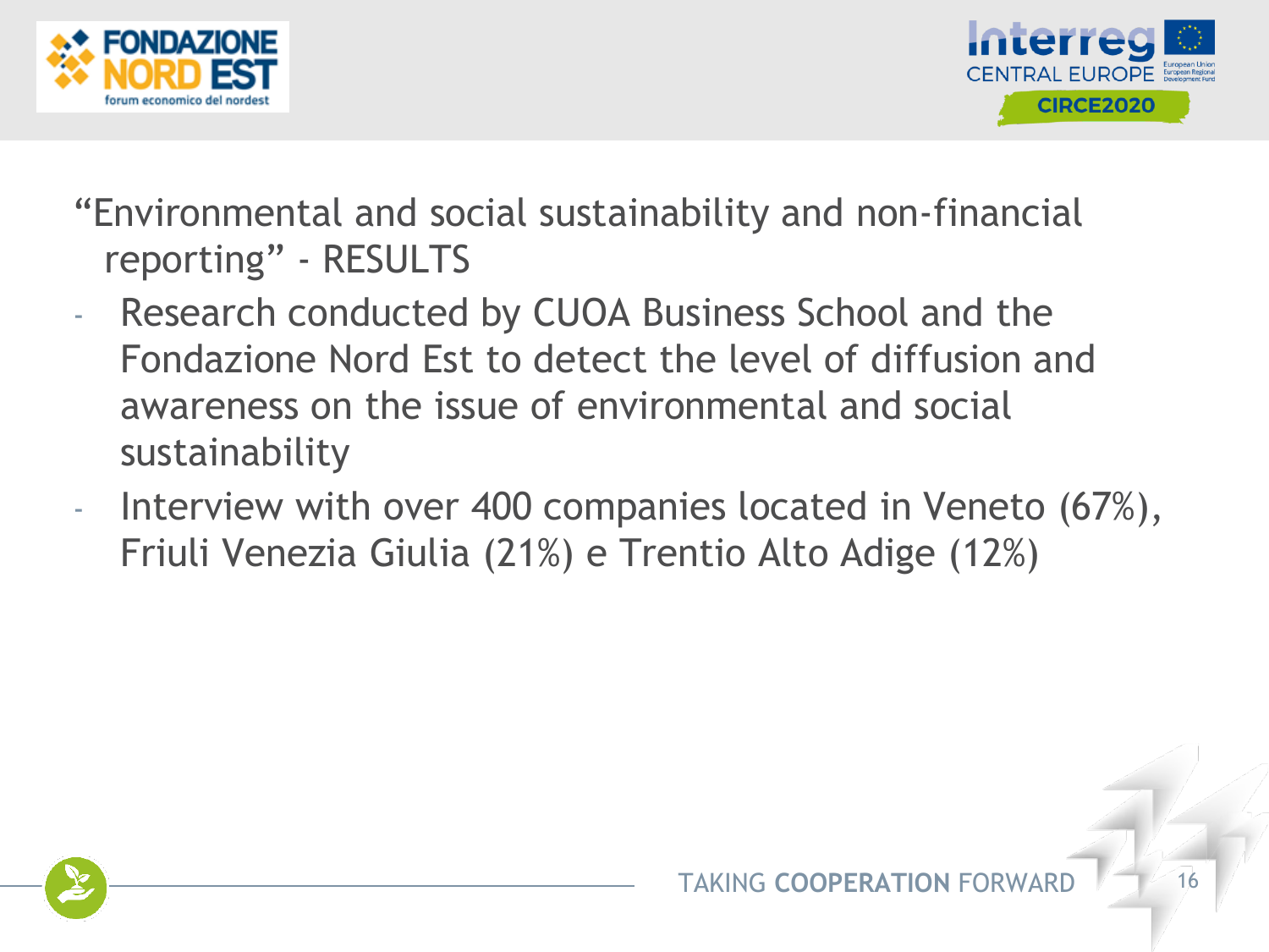"Environmental and social sustainability and non-financial reporting" - RESULTS

- Research conducted by CUOA Business School and the Fondazione Nord Est to detect the level of diffusion and awareness on the issue of environmental and social sustainability
- Interview with over 400 companies located in Veneto (67%), Friuli Venezia Giulia (21%) e Trentio Alto Adige (12%)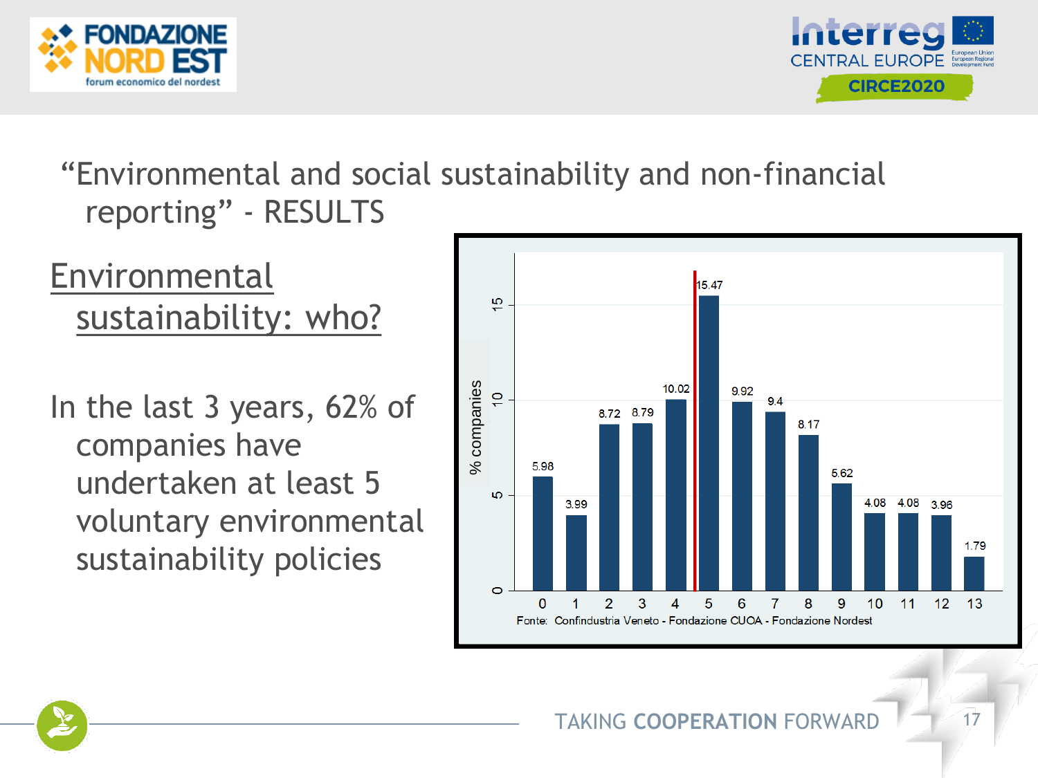# "Environmental and social sustainability and non-financial reporting" - RESULTS

## Environmental sustainability: who?

In the last 3 years, 62% of companies have undertaken at least 5 voluntary environmental sustainability policies

| Number of policies | % companies |
|---|---|
| 0 | 5.98 |
| 1 | 3.99 |
| 2 | 8.72 |
| 3 | 8.79 |
| 4 | 10.02 |
| 5 | 15.47 |
| 6 | 9.92 |
| 7 | 9.4 |
| 8 | 8.17 |
| 9 | 5.62 |
| 10 | 4.08 |
| 11 | 4.08 |
| 12 | 3.96 |
| 13 | 1.79 |

Fonte: Confindustria Veneto - Fondazione CUOA - Fondazione Nordest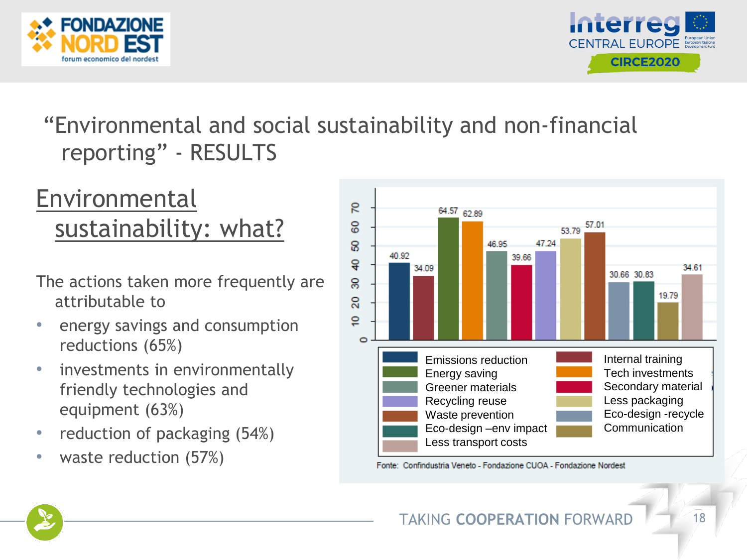# "Environmental and social sustainability and non-financial reporting" - RESULTS

## Environmental sustainability: what?

The actions taken more frequently are attributable to

- energy savings and consumption reductions (65%)
- investments in environmentally friendly technologies and equipment (63%)
- reduction of packaging (54%)
- waste reduction (57%)

| Action | Value |
|---|---|
| Emissions reduction | 40.92 |
| Internal training | 34.09 |
| Energy saving | 64.57 |
| Tech investments | 62.89 |
| Greener materials | 46.95 |
| Secondary material | 39.66 |
| Recycling reuse | 47.24 |
| Less packaging | 53.79 |
| Waste prevention | 57.01 |
| Eco-design -recycle | 30.66 |
| Eco-design –env impact | 30.83 |
| Communication | 19.79 |
| Less transport costs | 34.61 |

Fonte: Confindustria Veneto - Fondazione CUOA - Fondazione Nordest

TAKING **COOPERATION** FORWARD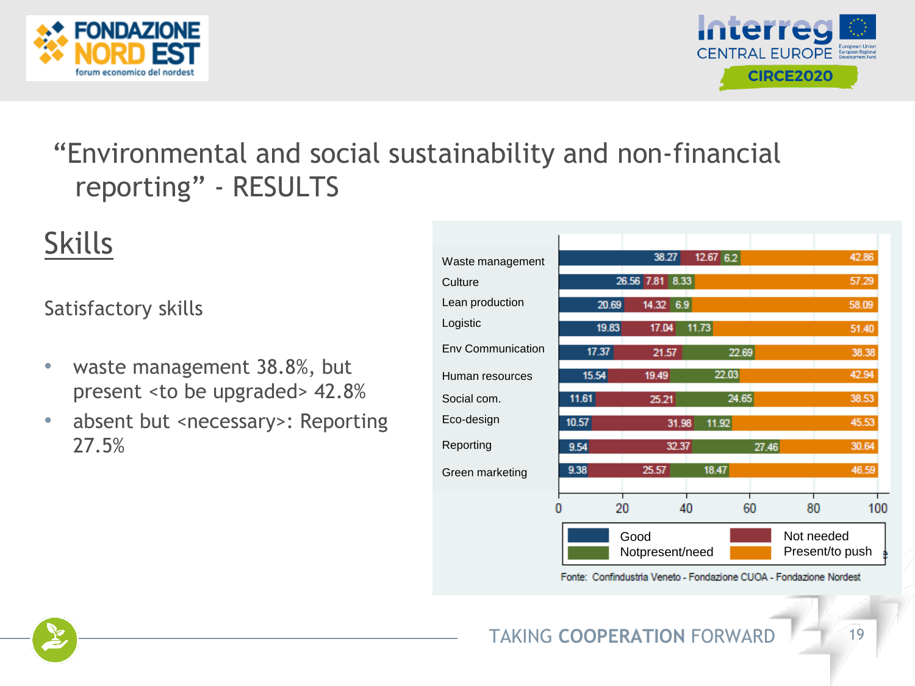# "Environmental and social sustainability and non-financial reporting" - RESULTS

## Skills

Satisfactory skills

- waste management 38.8%, but present <to be upgraded> 42.8%
- absent but <necessary>: Reporting 27.5%

| | Good | Not needed | Notpresent/need | Present/to push |
|---|---|---|---|---|
| Waste management | 38.27 | 12.67 | 6.2 | 42.86 |
| Culture | 26.56 | 7.81 | 8.33 | 57.29 |
| Lean production | 20.69 | 14.32 | 6.9 | 58.09 |
| Logistic | 19.83 | 17.04 | 11.73 | 51.40 |
| Env Communication | 17.37 | 21.57 | 22.69 | 38.38 |
| Human resources | 15.54 | 19.49 | 22.03 | 42.94 |
| Social com. | 11.61 | 25.21 | 24.65 | 38.53 |
| Eco-design | 10.57 | 31.98 | 11.92 | 45.53 |
| Reporting | 9.54 | 32.37 | 27.46 | 30.64 |
| Green marketing | 9.38 | 25.57 | 18.47 | 46.59 |

Fonte: Confindustria Veneto - Fondazione CUOA - Fondazione Nordest

TAKING **COOPERATION** FORWARD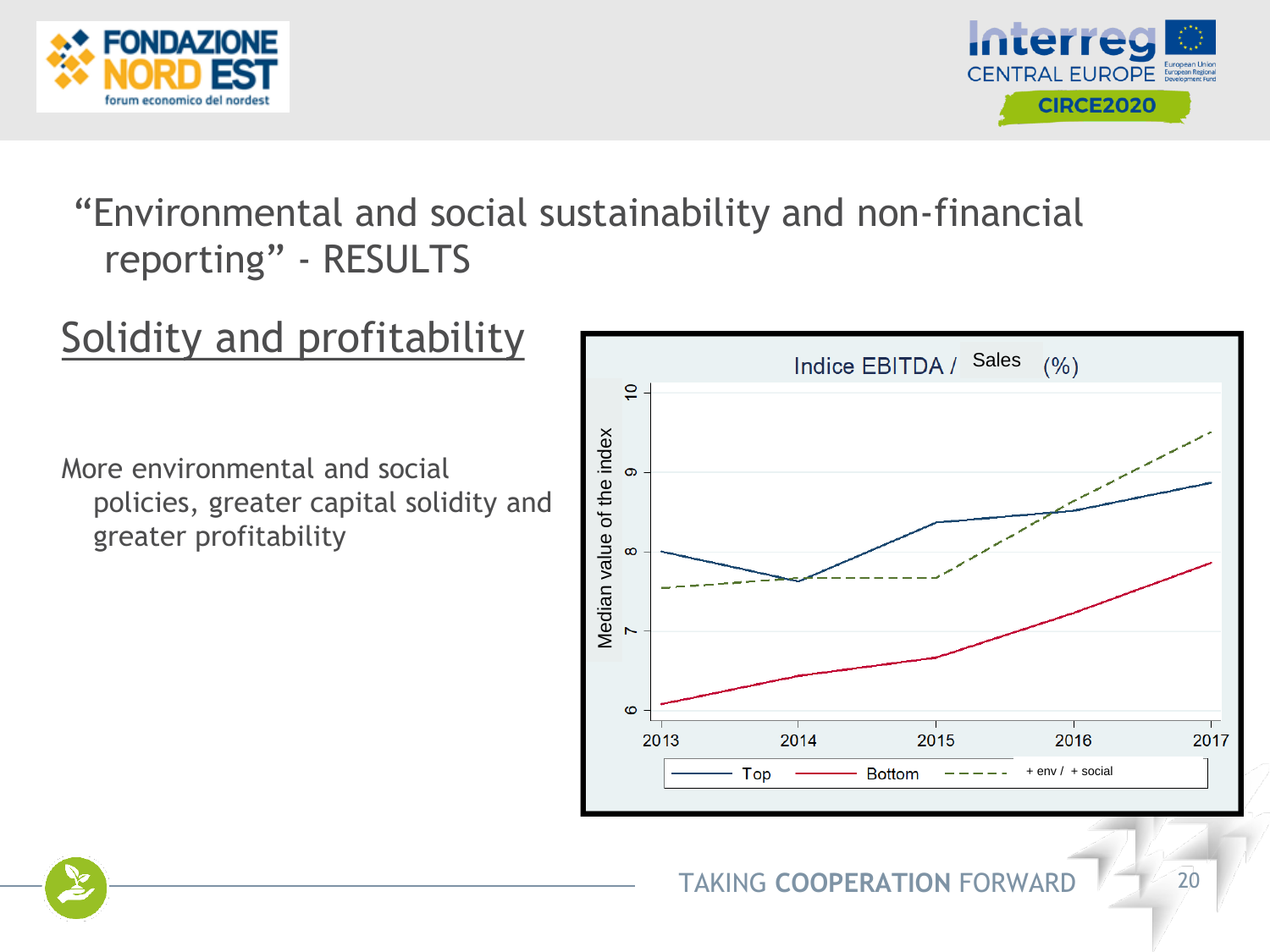# "Environmental and social sustainability and non-financial reporting" - RESULTS

## Solidity and profitability

More environmental and social policies, greater capital solidity and greater profitability

Indice EBITDA / Sales (%)

Median value of the index

10
9
8
7
6

2013
2014
2015
2016
2017

Top
Bottom
+ env / + social

TAKING COOPERATION FORWARD